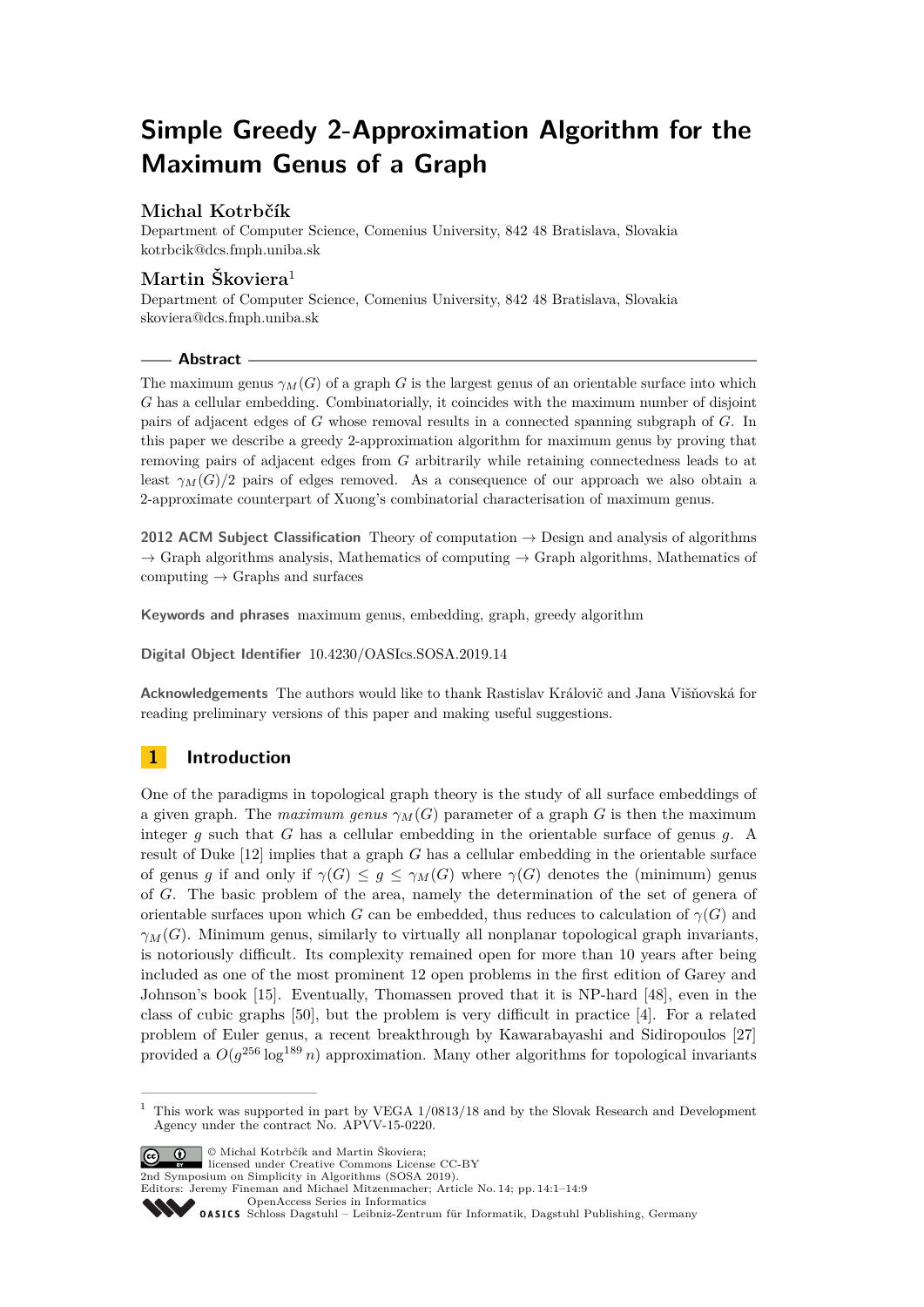# Simple Greedy 2-Approximation Algorithm for the Maximum Genus of a Graph

## Michal Kotrbčík

Department of Computer Science, Comenius University, 842 48 Bratislava, Slovakia
kotrbcik@dcs.fmph.uniba.sk

## Martin Škoviera[1]

Department of Computer Science, Comenius University, 842 48 Bratislava, Slovakia
skoviera@dcs.fmph.uniba.sk

### Abstract

The maximum genus $\gamma_M(G)$ of a graph $G$ is the largest genus of an orientable surface into which $G$ has a cellular embedding. Combinatorially, it coincides with the maximum number of disjoint pairs of adjacent edges of $G$ whose removal results in a connected spanning subgraph of $G$. In this paper we describe a greedy 2-approximation algorithm for maximum genus by proving that removing pairs of adjacent edges from $G$ arbitrarily while retaining connectedness leads to at least $\gamma_M(G)/2$ pairs of edges removed. As a consequence of our approach we also obtain a 2-approximate counterpart of Xuong's combinatorial characterisation of maximum genus.

**2012 ACM Subject Classification** Theory of computation → Design and analysis of algorithms → Graph algorithms analysis, Mathematics of computing → Graph algorithms, Mathematics of computing → Graphs and surfaces

**Keywords and phrases** maximum genus, embedding, graph, greedy algorithm

**Digital Object Identifier** 10.4230/OASIcs.SOSA.2019.14

**Acknowledgements** The authors would like to thank Rastislav Královič and Jana Višňovská for reading preliminary versions of this paper and making useful suggestions.

## 1 Introduction

One of the paradigms in topological graph theory is the study of all surface embeddings of a given graph. The *maximum genus* $\gamma_M(G)$ parameter of a graph $G$ is then the maximum integer $g$ such that $G$ has a cellular embedding in the orientable surface of genus $g$. A result of Duke [12] implies that a graph $G$ has a cellular embedding in the orientable surface of genus $g$ if and only if $\gamma(G) \le g \le \gamma_M(G)$ where $\gamma(G)$ denotes the (minimum) genus of $G$. The basic problem of the area, namely the determination of the set of genera of orientable surfaces upon which $G$ can be embedded, thus reduces to calculation of $\gamma(G)$ and $\gamma_M(G)$. Minimum genus, similarly to virtually all nonplanar topological graph invariants, is notoriously difficult. Its complexity remained open for more than 10 years after being included as one of the most prominent 12 open problems in the first edition of Garey and Johnson's book [15]. Eventually, Thomassen proved that it is NP-hard [48], even in the class of cubic graphs [50], but the problem is very difficult in practice [4]. For a related problem of Euler genus, a recent breakthrough by Kawarabayashi and Sidiropoulos [27] provided a $O(g^{256} \log^{189} n)$ approximation. Many other algorithms for topological invariants

[1] This work was supported in part by VEGA 1/0813/18 and by the Slovak Research and Development Agency under the contract No. APVV-15-0220.

© Michal Kotrbčík and Martin Škoviera;
licensed under Creative Commons License CC-BY
2nd Symposium on Simplicity in Algorithms (SOSA 2019).
Editors: Jeremy Fineman and Michael Mitzenmacher; Article No. 14; pp. 14:1–14:9
OpenAccess Series in Informatics
Schloss Dagstuhl – Leibniz-Zentrum für Informatik, Dagstuhl Publishing, Germany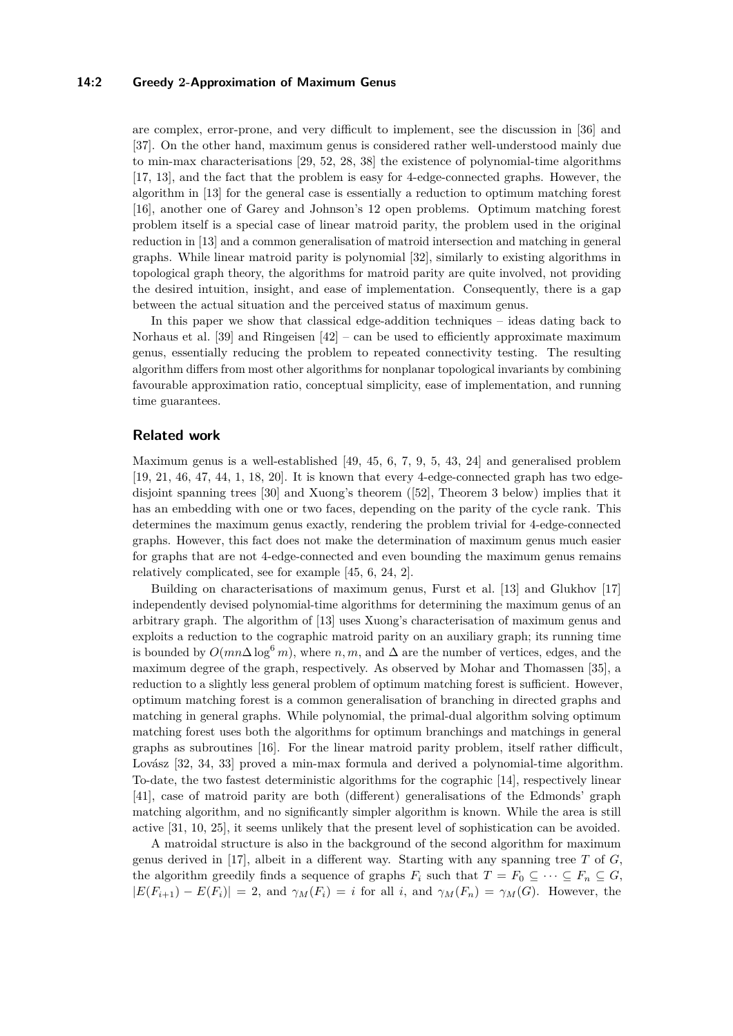are complex, error-prone, and very difficult to implement, see the discussion in [36] and [37]. On the other hand, maximum genus is considered rather well-understood mainly due to min-max characterisations [29, 52, 28, 38] the existence of polynomial-time algorithms [17, 13], and the fact that the problem is easy for 4-edge-connected graphs. However, the algorithm in [13] for the general case is essentially a reduction to optimum matching forest [16], another one of Garey and Johnson's 12 open problems. Optimum matching forest problem itself is a special case of linear matroid parity, the problem used in the original reduction in [13] and a common generalisation of matroid intersection and matching in general graphs. While linear matroid parity is polynomial [32], similarly to existing algorithms in topological graph theory, the algorithms for matroid parity are quite involved, not providing the desired intuition, insight, and ease of implementation. Consequently, there is a gap between the actual situation and the perceived status of maximum genus.

In this paper we show that classical edge-addition techniques – ideas dating back to Norhaus et al. [39] and Ringeisen [42] – can be used to efficiently approximate maximum genus, essentially reducing the problem to repeated connectivity testing. The resulting algorithm differs from most other algorithms for nonplanar topological invariants by combining favourable approximation ratio, conceptual simplicity, ease of implementation, and running time guarantees.

## Related work

Maximum genus is a well-established [49, 45, 6, 7, 9, 5, 43, 24] and generalised problem [19, 21, 46, 47, 44, 1, 18, 20]. It is known that every 4-edge-connected graph has two edge-disjoint spanning trees [30] and Xuong's theorem ([52], Theorem 3 below) implies that it has an embedding with one or two faces, depending on the parity of the cycle rank. This determines the maximum genus exactly, rendering the problem trivial for 4-edge-connected graphs. However, this fact does not make the determination of maximum genus much easier for graphs that are not 4-edge-connected and even bounding the maximum genus remains relatively complicated, see for example [45, 6, 24, 2].

Building on characterisations of maximum genus, Furst et al. [13] and Glukhov [17] independently devised polynomial-time algorithms for determining the maximum genus of an arbitrary graph. The algorithm of [13] uses Xuong's characterisation of maximum genus and exploits a reduction to the cographic matroid parity on an auxiliary graph; its running time is bounded by $O(mn\Delta \log^6 m)$, where $n, m$, and $\Delta$ are the number of vertices, edges, and the maximum degree of the graph, respectively. As observed by Mohar and Thomassen [35], a reduction to a slightly less general problem of optimum matching forest is sufficient. However, optimum matching forest is a common generalisation of branching in directed graphs and matching in general graphs. While polynomial, the primal-dual algorithm solving optimum matching forest uses both the algorithms for optimum branchings and matchings in general graphs as subroutines [16]. For the linear matroid parity problem, itself rather difficult, Lovász [32, 34, 33] proved a min-max formula and derived a polynomial-time algorithm. To-date, the two fastest deterministic algorithms for the cographic [14], respectively linear [41], case of matroid parity are both (different) generalisations of the Edmonds' graph matching algorithm, and no significantly simpler algorithm is known. While the area is still active [31, 10, 25], it seems unlikely that the present level of sophistication can be avoided.

A matroidal structure is also in the background of the second algorithm for maximum genus derived in [17], albeit in a different way. Starting with any spanning tree $T$ of $G$, the algorithm greedily finds a sequence of graphs $F_i$ such that $T = F_0 \subseteq \cdots \subseteq F_n \subseteq G$, $|E(F_{i+1}) - E(F_i)| = 2$, and $\gamma_M(F_i) = i$ for all $i$, and $\gamma_M(F_n) = \gamma_M(G)$. However, the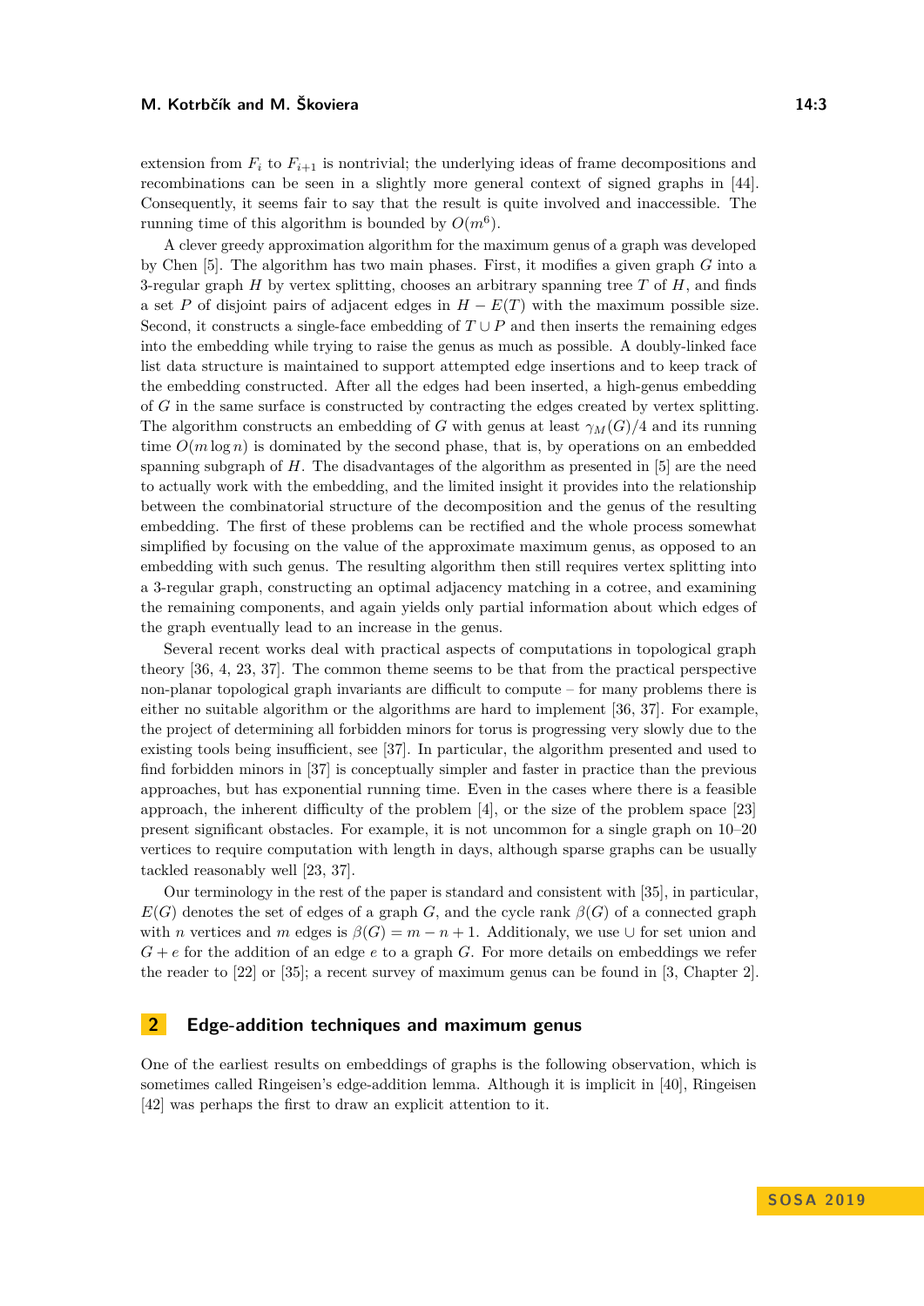extension from $F_i$ to $F_{i+1}$ is nontrivial; the underlying ideas of frame decompositions and recombinations can be seen in a slightly more general context of signed graphs in [44]. Consequently, it seems fair to say that the result is quite involved and inaccessible. The running time of this algorithm is bounded by $O(m^6)$.

A clever greedy approximation algorithm for the maximum genus of a graph was developed by Chen [5]. The algorithm has two main phases. First, it modifies a given graph $G$ into a 3-regular graph $H$ by vertex splitting, chooses an arbitrary spanning tree $T$ of $H$, and finds a set $P$ of disjoint pairs of adjacent edges in $H - E(T)$ with the maximum possible size. Second, it constructs a single-face embedding of $T \cup P$ and then inserts the remaining edges into the embedding while trying to raise the genus as much as possible. A doubly-linked face list data structure is maintained to support attempted edge insertions and to keep track of the embedding constructed. After all the edges had been inserted, a high-genus embedding of $G$ in the same surface is constructed by contracting the edges created by vertex splitting. The algorithm constructs an embedding of $G$ with genus at least $\gamma_M(G)/4$ and its running time $O(m \log n)$ is dominated by the second phase, that is, by operations on an embedded spanning subgraph of $H$. The disadvantages of the algorithm as presented in [5] are the need to actually work with the embedding, and the limited insight it provides into the relationship between the combinatorial structure of the decomposition and the genus of the resulting embedding. The first of these problems can be rectified and the whole process somewhat simplified by focusing on the value of the approximate maximum genus, as opposed to an embedding with such genus. The resulting algorithm then still requires vertex splitting into a 3-regular graph, constructing an optimal adjacency matching in a cotree, and examining the remaining components, and again yields only partial information about which edges of the graph eventually lead to an increase in the genus.

Several recent works deal with practical aspects of computations in topological graph theory [36, 4, 23, 37]. The common theme seems to be that from the practical perspective non-planar topological graph invariants are difficult to compute – for many problems there is either no suitable algorithm or the algorithms are hard to implement [36, 37]. For example, the project of determining all forbidden minors for torus is progressing very slowly due to the existing tools being insufficient, see [37]. In particular, the algorithm presented and used to find forbidden minors in [37] is conceptually simpler and faster in practice than the previous approaches, but has exponential running time. Even in the cases where there is a feasible approach, the inherent difficulty of the problem [4], or the size of the problem space [23] present significant obstacles. For example, it is not uncommon for a single graph on 10–20 vertices to require computation with length in days, although sparse graphs can be usually tackled reasonably well [23, 37].

Our terminology in the rest of the paper is standard and consistent with [35], in particular, $E(G)$ denotes the set of edges of a graph $G$, and the cycle rank $\beta(G)$ of a connected graph with $n$ vertices and $m$ edges is $\beta(G) = m - n + 1$. Additionaly, we use $\cup$ for set union and $G + e$ for the addition of an edge $e$ to a graph $G$. For more details on embeddings we refer the reader to [22] or [35]; a recent survey of maximum genus can be found in [3, Chapter 2].

## 2 Edge-addition techniques and maximum genus

One of the earliest results on embeddings of graphs is the following observation, which is sometimes called Ringeisen's edge-addition lemma. Although it is implicit in [40], Ringeisen [42] was perhaps the first to draw an explicit attention to it.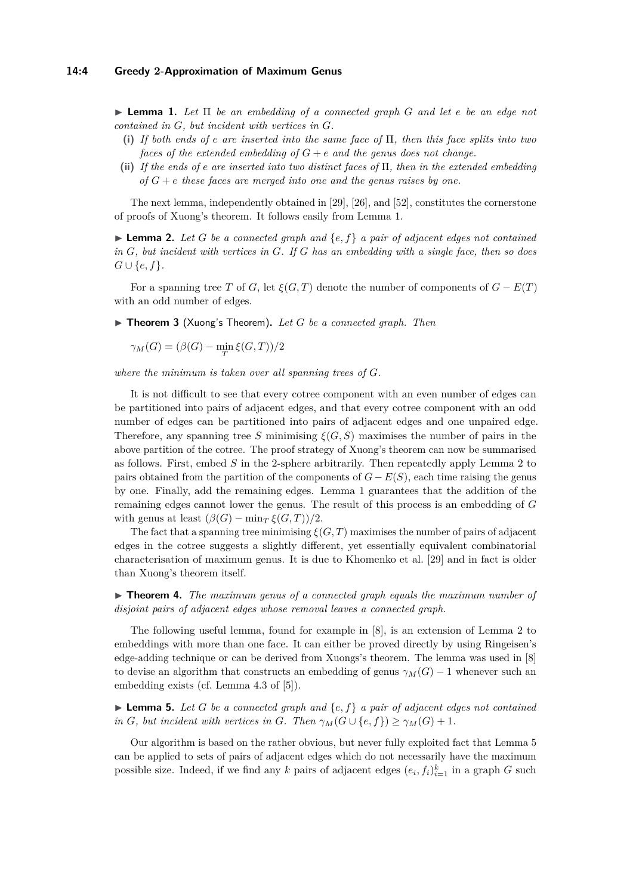► **Lemma 1.** *Let* $\Pi$ *be an embedding of a connected graph* $G$ *and let* $e$ *be an edge not contained in* $G$*, but incident with vertices in* $G$*.*

**(i)** *If both ends of* $e$ *are inserted into the same face of* $\Pi$*, then this face splits into two faces of the extended embedding of* $G + e$ *and the genus does not change.*

**(ii)** *If the ends of* $e$ *are inserted into two distinct faces of* $\Pi$*, then in the extended embedding of* $G + e$ *these faces are merged into one and the genus raises by one.*

The next lemma, independently obtained in [29], [26], and [52], constitutes the cornerstone of proofs of Xuong's theorem. It follows easily from Lemma 1.

► **Lemma 2.** *Let* $G$ *be a connected graph and* $\{e, f\}$ *a pair of adjacent edges not contained in* $G$*, but incident with vertices in* $G$*. If* $G$ *has an embedding with a single face, then so does* $G \cup \{e, f\}$*.*

For a spanning tree $T$ of $G$, let $\xi(G, T)$ denote the number of components of $G - E(T)$ with an odd number of edges.

► **Theorem 3** (Xuong's Theorem)**.** *Let* $G$ *be a connected graph. Then*

$$\gamma_M(G) = (\beta(G) - \min_T \xi(G, T))/2$$

*where the minimum is taken over all spanning trees of* $G$*.*

It is not difficult to see that every cotree component with an even number of edges can be partitioned into pairs of adjacent edges, and that every cotree component with an odd number of edges can be partitioned into pairs of adjacent edges and one unpaired edge. Therefore, any spanning tree $S$ minimising $\xi(G, S)$ maximises the number of pairs in the above partition of the cotree. The proof strategy of Xuong's theorem can now be summarised as follows. First, embed $S$ in the 2-sphere arbitrarily. Then repeatedly apply Lemma 2 to pairs obtained from the partition of the components of $G - E(S)$, each time raising the genus by one. Finally, add the remaining edges. Lemma 1 guarantees that the addition of the remaining edges cannot lower the genus. The result of this process is an embedding of $G$ with genus at least $(\beta(G) - \min_T \xi(G, T))/2$.

The fact that a spanning tree minimising $\xi(G, T)$ maximises the number of pairs of adjacent edges in the cotree suggests a slightly different, yet essentially equivalent combinatorial characterisation of maximum genus. It is due to Khomenko et al. [29] and in fact is older than Xuong's theorem itself.

► **Theorem 4.** *The maximum genus of a connected graph equals the maximum number of disjoint pairs of adjacent edges whose removal leaves a connected graph.*

The following useful lemma, found for example in [8], is an extension of Lemma 2 to embeddings with more than one face. It can either be proved directly by using Ringeisen's edge-adding technique or can be derived from Xuongs's theorem. The lemma was used in [8] to devise an algorithm that constructs an embedding of genus $\gamma_M(G) - 1$ whenever such an embedding exists (cf. Lemma 4.3 of [5]).

► **Lemma 5.** *Let* $G$ *be a connected graph and* $\{e, f\}$ *a pair of adjacent edges not contained in* $G$*, but incident with vertices in* $G$*. Then* $\gamma_M(G \cup \{e, f\}) \geq \gamma_M(G) + 1$*.*

Our algorithm is based on the rather obvious, but never fully exploited fact that Lemma 5 can be applied to sets of pairs of adjacent edges which do not necessarily have the maximum possible size. Indeed, if we find any $k$ pairs of adjacent edges $(e_i, f_i)_{i=1}^k$ in a graph $G$ such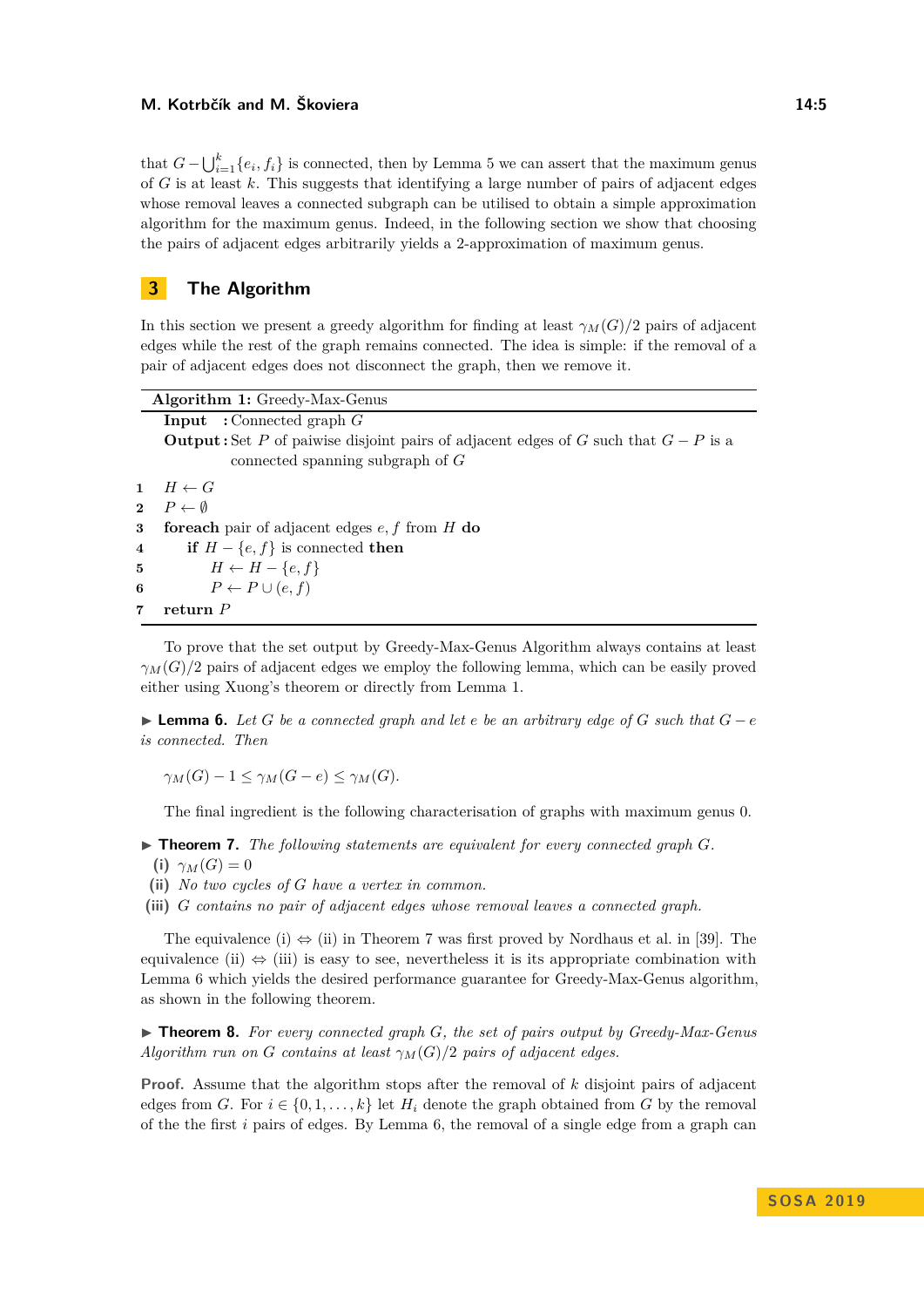that $G - \bigcup_{i=1}^{k} \{e_i, f_i\}$ is connected, then by Lemma 5 we can assert that the maximum genus of $G$ is at least $k$. This suggests that identifying a large number of pairs of adjacent edges whose removal leaves a connected subgraph can be utilised to obtain a simple approximation algorithm for the maximum genus. Indeed, in the following section we show that choosing the pairs of adjacent edges arbitrarily yields a 2-approximation of maximum genus.

## 3 The Algorithm

In this section we present a greedy algorithm for finding at least $\gamma_M(G)/2$ pairs of adjacent edges while the rest of the graph remains connected. The idea is simple: if the removal of a pair of adjacent edges does not disconnect the graph, then we remove it.

**Algorithm 1:** Greedy-Max-Genus

**Input :** Connected graph $G$

**Output :** Set $P$ of pairwise disjoint pairs of adjacent edges of $G$ such that $G - P$ is a connected spanning subgraph of $G$

```
1  H ← G
2  P ← ∅
3  foreach pair of adjacent edges e, f from H do
4      if H − {e, f} is connected then
5          H ← H − {e, f}
6          P ← P ∪ (e, f)
7  return P
```

To prove that the set output by Greedy-Max-Genus Algorithm always contains at least $\gamma_M(G)/2$ pairs of adjacent edges we employ the following lemma, which can be easily proved either using Xuong's theorem or directly from Lemma 1.

▶ **Lemma 6.** *Let $G$ be a connected graph and let $e$ be an arbitrary edge of $G$ such that $G - e$ is connected. Then*

$$\gamma_M(G) - 1 \leq \gamma_M(G - e) \leq \gamma_M(G).$$

The final ingredient is the following characterisation of graphs with maximum genus 0.

▶ **Theorem 7.** *The following statements are equivalent for every connected graph $G$.*

**(i)** $\gamma_M(G) = 0$

**(ii)** *No two cycles of $G$ have a vertex in common.*

**(iii)** *$G$ contains no pair of adjacent edges whose removal leaves a connected graph.*

The equivalence (i) ⇔ (ii) in Theorem 7 was first proved by Nordhaus et al. in [39]. The equivalence (ii) ⇔ (iii) is easy to see, nevertheless it is its appropriate combination with Lemma 6 which yields the desired performance guarantee for Greedy-Max-Genus algorithm, as shown in the following theorem.

▶ **Theorem 8.** *For every connected graph $G$, the set of pairs output by Greedy-Max-Genus Algorithm run on $G$ contains at least $\gamma_M(G)/2$ pairs of adjacent edges.*

**Proof.** Assume that the algorithm stops after the removal of $k$ disjoint pairs of adjacent edges from $G$. For $i \in \{0, 1, \ldots, k\}$ let $H_i$ denote the graph obtained from $G$ by the removal of the the first $i$ pairs of edges. By Lemma 6, the removal of a single edge from a graph can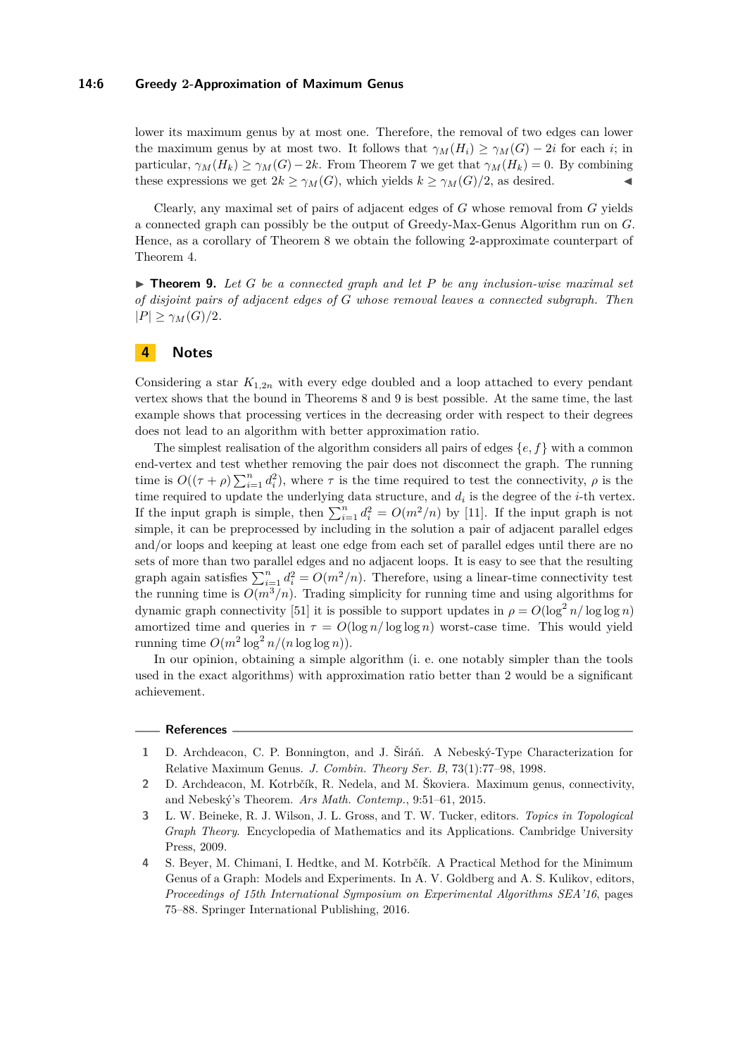lower its maximum genus by at most one. Therefore, the removal of two edges can lower the maximum genus by at most two. It follows that $\gamma_M(H_i) \geq \gamma_M(G) - 2i$ for each $i$; in particular, $\gamma_M(H_k) \geq \gamma_M(G) - 2k$. From Theorem 7 we get that $\gamma_M(H_k) = 0$. By combining these expressions we get $2k \geq \gamma_M(G)$, which yields $k \geq \gamma_M(G)/2$, as desired. ◀

Clearly, any maximal set of pairs of adjacent edges of $G$ whose removal from $G$ yields a connected graph can possibly be the output of Greedy-Max-Genus Algorithm run on $G$. Hence, as a corollary of Theorem 8 we obtain the following 2-approximate counterpart of Theorem 4.

▶ **Theorem 9.** *Let $G$ be a connected graph and let $P$ be any inclusion-wise maximal set of disjoint pairs of adjacent edges of $G$ whose removal leaves a connected subgraph. Then $|P| \geq \gamma_M(G)/2$.*

## 4 Notes

Considering a star $K_{1,2n}$ with every edge doubled and a loop attached to every pendant vertex shows that the bound in Theorems 8 and 9 is best possible. At the same time, the last example shows that processing vertices in the decreasing order with respect to their degrees does not lead to an algorithm with better approximation ratio.

The simplest realisation of the algorithm considers all pairs of edges $\{e, f\}$ with a common end-vertex and test whether removing the pair does not disconnect the graph. The running time is $O((\tau + \rho)\sum_{i=1}^{n} d_i^2)$, where $\tau$ is the time required to test the connectivity, $\rho$ is the time required to update the underlying data structure, and $d_i$ is the degree of the $i$-th vertex. If the input graph is simple, then $\sum_{i=1}^{n} d_i^2 = O(m^2/n)$ by [11]. If the input graph is not simple, it can be preprocessed by including in the solution a pair of adjacent parallel edges and/or loops and keeping at least one edge from each set of parallel edges until there are no sets of more than two parallel edges and no adjacent loops. It is easy to see that the resulting graph again satisfies $\sum_{i=1}^{n} d_i^2 = O(m^2/n)$. Therefore, using a linear-time connectivity test the running time is $O(m^3/n)$. Trading simplicity for running time and using algorithms for dynamic graph connectivity [51] it is possible to support updates in $\rho = O(\log^2 n/\log\log n)$ amortized time and queries in $\tau = O(\log n/\log\log n)$ worst-case time. This would yield running time $O(m^2\log^2 n/(n\log\log n))$.

In our opinion, obtaining a simple algorithm (i. e. one notably simpler than the tools used in the exact algorithms) with approximation ratio better than 2 would be a significant achievement.

## References

1. D. Archdeacon, C. P. Bonnington, and J. Širáň. A Nebeský-Type Characterization for Relative Maximum Genus. *J. Combin. Theory Ser. B*, 73(1):77–98, 1998.
2. D. Archdeacon, M. Kotrbčík, R. Nedela, and M. Škoviera. Maximum genus, connectivity, and Nebeský's Theorem. *Ars Math. Contemp.*, 9:51–61, 2015.
3. L. W. Beineke, R. J. Wilson, J. L. Gross, and T. W. Tucker, editors. *Topics in Topological Graph Theory*. Encyclopedia of Mathematics and its Applications. Cambridge University Press, 2009.
4. S. Beyer, M. Chimani, I. Hedtke, and M. Kotrbčík. A Practical Method for the Minimum Genus of a Graph: Models and Experiments. In A. V. Goldberg and A. S. Kulikov, editors, *Proceedings of 15th International Symposium on Experimental Algorithms SEA'16*, pages 75–88. Springer International Publishing, 2016.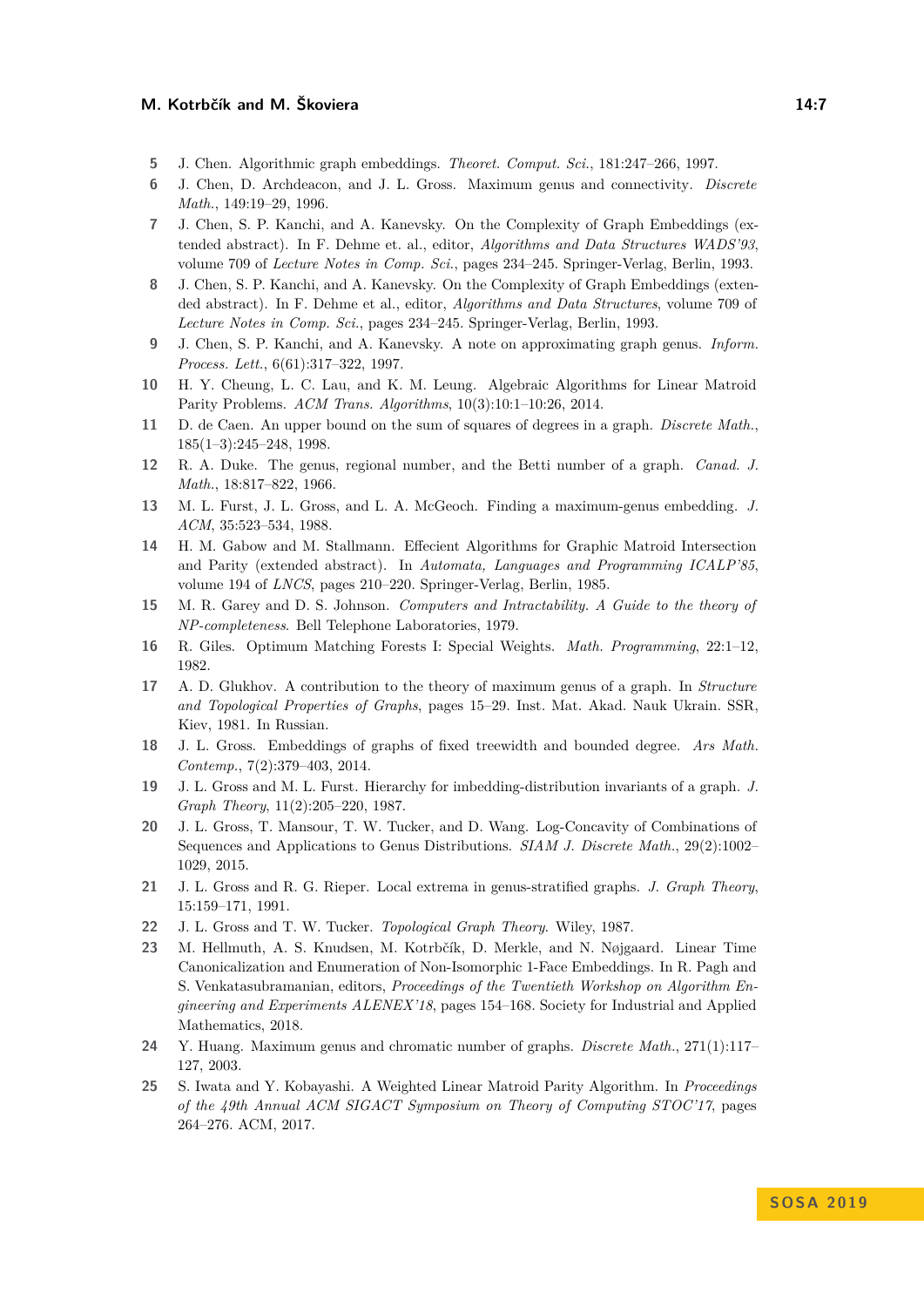5. J. Chen. Algorithmic graph embeddings. *Theoret. Comput. Sci.*, 181:247–266, 1997.
6. J. Chen, D. Archdeacon, and J. L. Gross. Maximum genus and connectivity. *Discrete Math.*, 149:19–29, 1996.
7. J. Chen, S. P. Kanchi, and A. Kanevsky. On the Complexity of Graph Embeddings (extended abstract). In F. Dehme et. al., editor, *Algorithms and Data Structures WADS'93*, volume 709 of *Lecture Notes in Comp. Sci.*, pages 234–245. Springer-Verlag, Berlin, 1993.
8. J. Chen, S. P. Kanchi, and A. Kanevsky. On the Complexity of Graph Embeddings (extended abstract). In F. Dehme et al., editor, *Algorithms and Data Structures*, volume 709 of *Lecture Notes in Comp. Sci.*, pages 234–245. Springer-Verlag, Berlin, 1993.
9. J. Chen, S. P. Kanchi, and A. Kanevsky. A note on approximating graph genus. *Inform. Process. Lett.*, 6(61):317–322, 1997.
10. H. Y. Cheung, L. C. Lau, and K. M. Leung. Algebraic Algorithms for Linear Matroid Parity Problems. *ACM Trans. Algorithms*, 10(3):10:1–10:26, 2014.
11. D. de Caen. An upper bound on the sum of squares of degrees in a graph. *Discrete Math.*, 185(1–3):245–248, 1998.
12. R. A. Duke. The genus, regional number, and the Betti number of a graph. *Canad. J. Math.*, 18:817–822, 1966.
13. M. L. Furst, J. L. Gross, and L. A. McGeoch. Finding a maximum-genus embedding. *J. ACM*, 35:523–534, 1988.
14. H. M. Gabow and M. Stallmann. Effecient Algorithms for Graphic Matroid Intersection and Parity (extended abstract). In *Automata, Languages and Programming ICALP'85*, volume 194 of *LNCS*, pages 210–220. Springer-Verlag, Berlin, 1985.
15. M. R. Garey and D. S. Johnson. *Computers and Intractability. A Guide to the theory of NP-completeness*. Bell Telephone Laboratories, 1979.
16. R. Giles. Optimum Matching Forests I: Special Weights. *Math. Programming*, 22:1–12, 1982.
17. A. D. Glukhov. A contribution to the theory of maximum genus of a graph. In *Structure and Topological Properties of Graphs*, pages 15–29. Inst. Mat. Akad. Nauk Ukrain. SSR, Kiev, 1981. In Russian.
18. J. L. Gross. Embeddings of graphs of fixed treewidth and bounded degree. *Ars Math. Contemp.*, 7(2):379–403, 2014.
19. J. L. Gross and M. L. Furst. Hierarchy for imbedding-distribution invariants of a graph. *J. Graph Theory*, 11(2):205–220, 1987.
20. J. L. Gross, T. Mansour, T. W. Tucker, and D. Wang. Log-Concavity of Combinations of Sequences and Applications to Genus Distributions. *SIAM J. Discrete Math.*, 29(2):1002–1029, 2015.
21. J. L. Gross and R. G. Rieper. Local extrema in genus-stratified graphs. *J. Graph Theory*, 15:159–171, 1991.
22. J. L. Gross and T. W. Tucker. *Topological Graph Theory*. Wiley, 1987.
23. M. Hellmuth, A. S. Knudsen, M. Kotrbčík, D. Merkle, and N. Nøjgaard. Linear Time Canonicalization and Enumeration of Non-Isomorphic 1-Face Embeddings. In R. Pagh and S. Venkatasubramanian, editors, *Proceedings of the Twentieth Workshop on Algorithm Engineering and Experiments ALENEX'18*, pages 154–168. Society for Industrial and Applied Mathematics, 2018.
24. Y. Huang. Maximum genus and chromatic number of graphs. *Discrete Math.*, 271(1):117–127, 2003.
25. S. Iwata and Y. Kobayashi. A Weighted Linear Matroid Parity Algorithm. In *Proceedings of the 49th Annual ACM SIGACT Symposium on Theory of Computing STOC'17*, pages 264–276. ACM, 2017.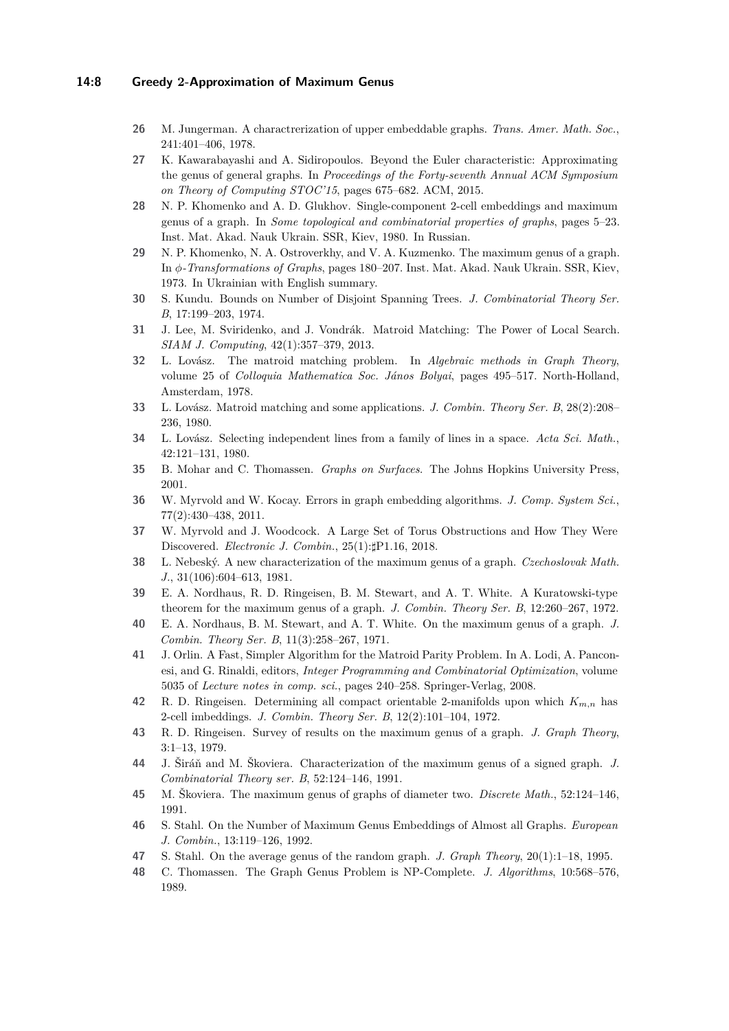26 M. Jungerman. A charactrerization of upper embeddable graphs. *Trans. Amer. Math. Soc.*, 241:401–406, 1978.

27 K. Kawarabayashi and A. Sidiropoulos. Beyond the Euler characteristic: Approximating the genus of general graphs. In *Proceedings of the Forty-seventh Annual ACM Symposium on Theory of Computing STOC'15*, pages 675–682. ACM, 2015.

28 N. P. Khomenko and A. D. Glukhov. Single-component 2-cell embeddings and maximum genus of a graph. In *Some topological and combinatorial properties of graphs*, pages 5–23. Inst. Mat. Akad. Nauk Ukrain. SSR, Kiev, 1980. In Russian.

29 N. P. Khomenko, N. A. Ostroverkhy, and V. A. Kuzmenko. The maximum genus of a graph. In *$\phi$-Transformations of Graphs*, pages 180–207. Inst. Mat. Akad. Nauk Ukrain. SSR, Kiev, 1973. In Ukrainian with English summary.

30 S. Kundu. Bounds on Number of Disjoint Spanning Trees. *J. Combinatorial Theory Ser. B*, 17:199–203, 1974.

31 J. Lee, M. Sviridenko, and J. Vondrák. Matroid Matching: The Power of Local Search. *SIAM J. Computing*, 42(1):357–379, 2013.

32 L. Lovász. The matroid matching problem. In *Algebraic methods in Graph Theory*, volume 25 of *Colloquia Mathematica Soc. János Bolyai*, pages 495–517. North-Holland, Amsterdam, 1978.

33 L. Lovász. Matroid matching and some applications. *J. Combin. Theory Ser. B*, 28(2):208–236, 1980.

34 L. Lovász. Selecting independent lines from a family of lines in a space. *Acta Sci. Math.*, 42:121–131, 1980.

35 B. Mohar and C. Thomassen. *Graphs on Surfaces*. The Johns Hopkins University Press, 2001.

36 W. Myrvold and W. Kocay. Errors in graph embedding algorithms. *J. Comp. System Sci.*, 77(2):430–438, 2011.

37 W. Myrvold and J. Woodcock. A Large Set of Torus Obstructions and How They Were Discovered. *Electronic J. Combin.*, 25(1):♯P1.16, 2018.

38 L. Nebeský. A new characterization of the maximum genus of a graph. *Czechoslovak Math. J.*, 31(106):604–613, 1981.

39 E. A. Nordhaus, R. D. Ringeisen, B. M. Stewart, and A. T. White. A Kuratowski-type theorem for the maximum genus of a graph. *J. Combin. Theory Ser. B*, 12:260–267, 1972.

40 E. A. Nordhaus, B. M. Stewart, and A. T. White. On the maximum genus of a graph. *J. Combin. Theory Ser. B*, 11(3):258–267, 1971.

41 J. Orlin. A Fast, Simpler Algorithm for the Matroid Parity Problem. In A. Lodi, A. Panconesi, and G. Rinaldi, editors, *Integer Programming and Combinatorial Optimization*, volume 5035 of *Lecture notes in comp. sci.*, pages 240–258. Springer-Verlag, 2008.

42 R. D. Ringeisen. Determining all compact orientable 2-manifolds upon which $K_{m,n}$ has 2-cell imbeddings. *J. Combin. Theory Ser. B*, 12(2):101–104, 1972.

43 R. D. Ringeisen. Survey of results on the maximum genus of a graph. *J. Graph Theory*, 3:1–13, 1979.

44 J. Širáň and M. Škoviera. Characterization of the maximum genus of a signed graph. *J. Combinatorial Theory ser. B*, 52:124–146, 1991.

45 M. Škoviera. The maximum genus of graphs of diameter two. *Discrete Math.*, 52:124–146, 1991.

46 S. Stahl. On the Number of Maximum Genus Embeddings of Almost all Graphs. *European J. Combin.*, 13:119–126, 1992.

47 S. Stahl. On the average genus of the random graph. *J. Graph Theory*, 20(1):1–18, 1995.

48 C. Thomassen. The Graph Genus Problem is NP-Complete. *J. Algorithms*, 10:568–576, 1989.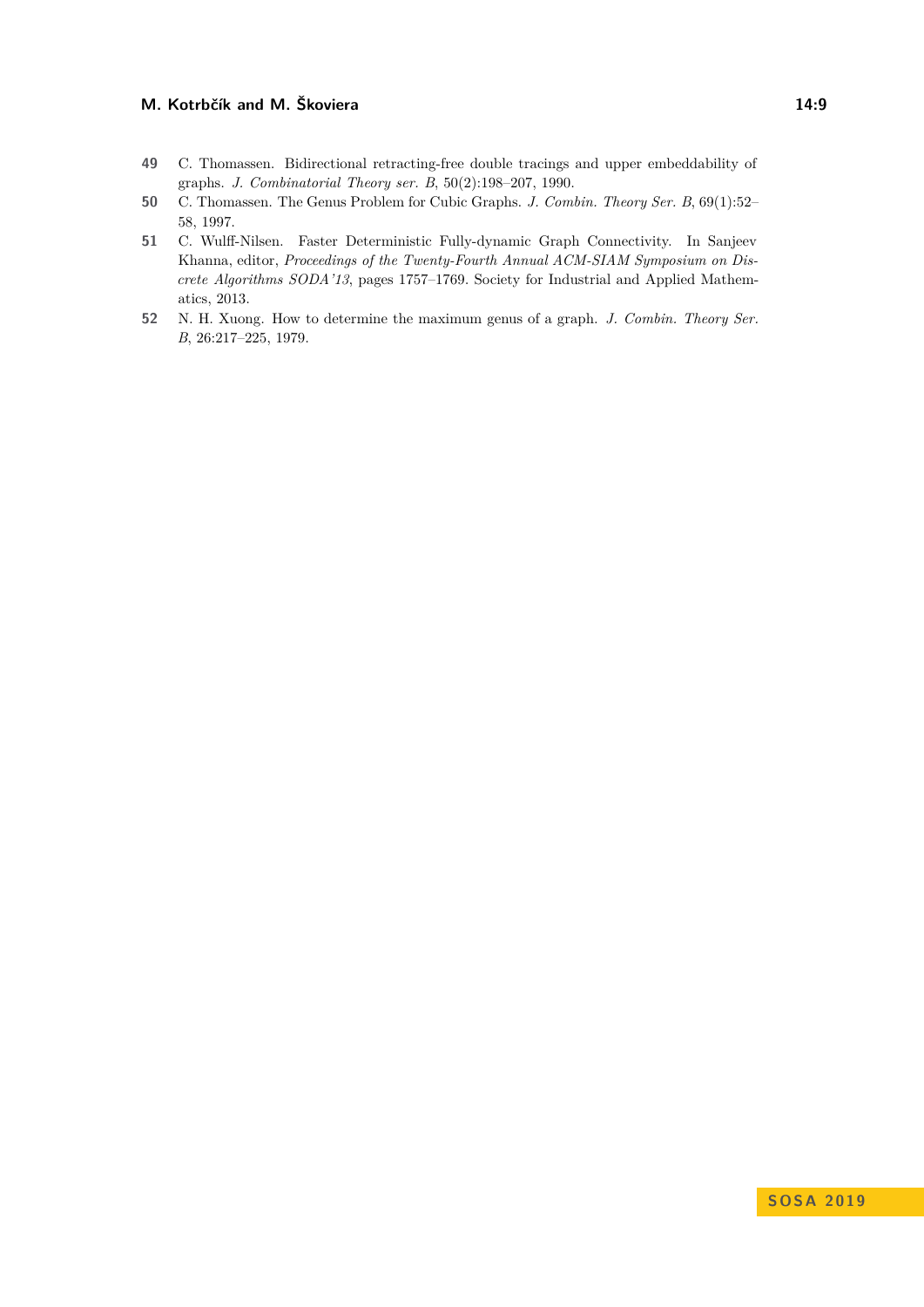49 C. Thomassen. Bidirectional retracting-free double tracings and upper embeddability of graphs. *J. Combinatorial Theory ser. B*, 50(2):198–207, 1990.

50 C. Thomassen. The Genus Problem for Cubic Graphs. *J. Combin. Theory Ser. B*, 69(1):52–58, 1997.

51 C. Wulff-Nilsen. Faster Deterministic Fully-dynamic Graph Connectivity. In Sanjeev Khanna, editor, *Proceedings of the Twenty-Fourth Annual ACM-SIAM Symposium on Discrete Algorithms SODA'13*, pages 1757–1769. Society for Industrial and Applied Mathematics, 2013.

52 N. H. Xuong. How to determine the maximum genus of a graph. *J. Combin. Theory Ser. B*, 26:217–225, 1979.